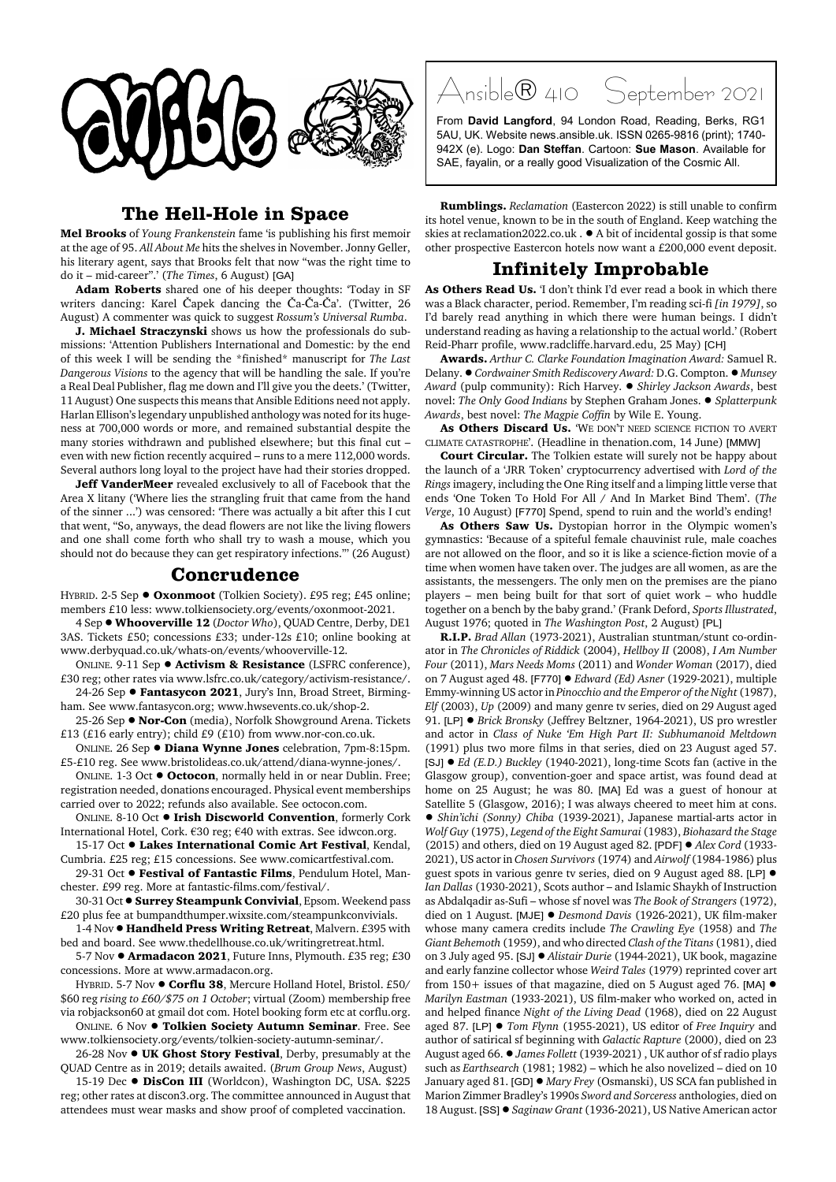# Ansible® 410 September 2021

From **David Langford**, 94 London Road, Reading, Berks, RG1 5AU, UK. Website news.ansible.uk. ISSN 0265-9816 (print); 1740-942X (e). Logo: **Dan Steffan**. Cartoon: **Sue Mason**. Available for SAE, fayalin, or a really good Visualization of the Cosmic All.

## The Hell-Hole in Space

**Mel Brooks** of *Young Frankenstein* fame 'is publishing his first memoir at the age of 95. *All About Me* hits the shelves in November. Jonny Geller, his literary agent, says that Brooks felt that now "was the right time to do it – mid-career".' (*The Times*, 6 August) [GA]

**Adam Roberts** shared one of his deeper thoughts: 'Today in SF writers dancing: Karel Čapek dancing the Ča-Ča-Ča'. (Twitter, 26 August) A commenter was quick to suggest *Rossum's Universal Rumba*.

**J. Michael Straczynski** shows us how the professionals do submissions: 'Attention Publishers International and Domestic: by the end of this week I will be sending the *finished* manuscript for *The Last Dangerous Visions* to the agency that will be handling the sale. If you're a Real Deal Publisher, flag me down and I'll give you the deets.' (Twitter, 11 August) One suspects this means that Ansible Editions need not apply. Harlan Ellison's legendary unpublished anthology was noted for its hugeness at 700,000 words or more, and remained substantial despite the many stories withdrawn and published elsewhere; but this final cut – even with new fiction recently acquired – runs to a mere 112,000 words. Several authors long loyal to the project have had their stories dropped.

**Jeff VanderMeer** revealed exclusively to all of Facebook that the Area X litany ('Where lies the strangling fruit that came from the hand of the sinner ...') was censored: 'There was actually a bit after this I cut that went, "So, anyways, the dead flowers are not like the living flowers and one shall come forth who shall try to wash a mouse, which you should not do because they can get respiratory infections."' (26 August)

## Concrudence

HYBRID. 2-5 Sep ● **Oxonmoot** (Tolkien Society). £95 reg; £45 online; members £10 less: www.tolkiensociety.org/events/oxonmoot-2021.

4 Sep ● **Whooverville 12** (*Doctor Who*), QUAD Centre, Derby, DE1 3AS. Tickets £50; concessions £33; under-12s £10; online booking at www.derbyquad.co.uk/whats-on/events/whooverville-12.

ONLINE. 9-11 Sep ● **Activism & Resistance** (LSFRC conference), £30 reg; other rates via www.lsfrc.co.uk/category/activism-resistance/.

24-26 Sep ● **Fantasycon 2021**, Jury's Inn, Broad Street, Birmingham. See www.fantasycon.org; www.hwsevents.co.uk/shop-2.

25-26 Sep ● **Nor-Con** (media), Norfolk Showground Arena. Tickets £13 (£16 early entry); child £9 (£10) from www.nor-con.co.uk.

ONLINE. 26 Sep ● **Diana Wynne Jones** celebration, 7pm-8:15pm. £5-£10 reg. See www.bristolideas.co.uk/attend/diana-wynne-jones/.

ONLINE. 1-3 Oct ● **Octocon**, normally held in or near Dublin. Free; registration needed, donations encouraged. Physical event memberships carried over to 2022; refunds also available. See octocon.com.

ONLINE. 8-10 Oct ● **Irish Discworld Convention**, formerly Cork International Hotel, Cork. €30 reg; €40 with extras. See idwcon.org.

15-17 Oct ● **Lakes International Comic Art Festival**, Kendal, Cumbria. £25 reg; £15 concessions. See www.comicartfestival.com.

29-31 Oct ● **Festival of Fantastic Films**, Pendulum Hotel, Manchester. £99 reg. More at fantastic-films.com/festival/.

30-31 Oct ● **Surrey Steampunk Convivial**, Epsom. Weekend pass £20 plus fee at bumpandthumper.wixsite.com/steampunkconvivials.

1-4 Nov ● **Handheld Press Writing Retreat**, Malvern. £395 with bed and board. See www.thedellhouse.co.uk/writingretreat.html.

5-7 Nov ● **Armadacon 2021**, Future Inns, Plymouth. £35 reg; £30 concessions. More at www.armadacon.org.

HYBRID. 5-7 Nov ● **Corflu 38**, Mercure Holland Hotel, Bristol. £50/ $60 reg *rising to £60/$75 on 1 October*; virtual (Zoom) membership free via robjackson60 at gmail dot com. Hotel booking form etc at corflu.org.

ONLINE. 6 Nov ● **Tolkien Society Autumn Seminar**. Free. See www.tolkiensociety.org/events/tolkien-society-autumn-seminar/.

26-28 Nov ● **UK Ghost Story Festival**, Derby, presumably at the QUAD Centre as in 2019; details awaited. (*Brum Group News*, August)

15-19 Dec ● **DisCon III** (Worldcon), Washington DC, USA. $225 reg; other rates at discon3.org. The committee announced in August that attendees must wear masks and show proof of completed vaccination.

**Rumblings.** *Reclamation* (Eastercon 2022) is still unable to confirm its hotel venue, known to be in the south of England. Keep watching the skies at reclamation2022.co.uk . ● A bit of incidental gossip is that some other prospective Eastercon hotels now want a £200,000 event deposit.

## Infinitely Improbable

**As Others Read Us.** 'I don't think I'd ever read a book in which there was a Black character, period. Remember, I'm reading sci-fi *[in 1979]*, so I'd barely read anything in which there were human beings. I didn't understand reading as having a relationship to the actual world.' (Robert Reid-Pharr profile, www.radcliffe.harvard.edu, 25 May) [CH]

**Awards.** *Arthur C. Clarke Foundation Imagination Award:* Samuel R. Delany. ● *Cordwainer Smith Rediscovery Award:* D.G. Compton. ● *Munsey Award* (pulp community): Rich Harvey. ● *Shirley Jackson Awards*, best novel: *The Only Good Indians* by Stephen Graham Jones. ● *Splatterpunk Awards*, best novel: *The Magpie Coffin* by Wile E. Young.

**As Others Discard Us.** 'WE DON'T NEED SCIENCE FICTION TO AVERT CLIMATE CATASTROPHE'. (Headline in thenation.com, 14 June) [MMW]

**Court Circular.** The Tolkien estate will surely not be happy about the launch of a 'JRR Token' cryptocurrency advertised with *Lord of the Rings* imagery, including the One Ring itself and a limping little verse that ends 'One Token To Hold For All / And In Market Bind Them'. (*The Verge*, 10 August) [F770] Spend, spend to ruin and the world's ending!

**As Others Saw Us.** Dystopian horror in the Olympic women's gymnastics: 'Because of a spiteful female chauvinist rule, male coaches are not allowed on the floor, and so it is like a science-fiction movie of a time when women have taken over. The judges are all women, as are the assistants, the messengers. The only men on the premises are the piano players – men being built for that sort of quiet work – who huddle together on a bench by the baby grand.' (Frank Deford, *Sports Illustrated*, August 1976; quoted in *The Washington Post*, 2 August) [PL]

**R.I.P.** *Brad Allan* (1973-2021), Australian stuntman/stunt co-ordinator in *The Chronicles of Riddick* (2004), *Hellboy II* (2008), *I Am Number Four* (2011), *Mars Needs Moms* (2011) and *Wonder Woman* (2017), died on 7 August aged 48. [F770] ● *Edward (Ed) Asner* (1929-2021), multiple Emmy-winning US actor in *Pinocchio and the Emperor of the Night* (1987), *Elf* (2003), *Up* (2009) and many genre tv series, died on 29 August aged 91. [LP] ● *Brick Bronsky* (Jeffrey Beltzner, 1964-2021), US pro wrestler and actor in *Class of Nuke 'Em High Part II: Subhumanoid Meltdown* (1991) plus two more films in that series, died on 23 August aged 57. [SJ] ● *Ed (E.D.) Buckley* (1940-2021), long-time Scots fan (active in the Glasgow group), convention-goer and space artist, was found dead at home on 25 August; he was 80. [MA] Ed was a guest of honour at Satellite 5 (Glasgow, 2016); I was always cheered to meet him at cons. ● *Shin'ichi (Sonny) Chiba* (1939-2021), Japanese martial-arts actor in *Wolf Guy* (1975), *Legend of the Eight Samurai* (1983), *Biohazard the Stage* (2015) and others, died on 19 August aged 82. [PDF] ● *Alex Cord* (1933-2021), US actor in *Chosen Survivors* (1974) and *Airwolf* (1984-1986) plus guest spots in various genre tv series, died on 9 August aged 88. [LP] ● *Ian Dallas* (1930-2021), Scots author – and Islamic Shaykh of Instruction as Abdalqadir as-Sufi – whose sf novel was *The Book of Strangers* (1972), died on 1 August. [MJE] ● *Desmond Davis* (1926-2021), UK film-maker whose many camera credits include *The Crawling Eye* (1958) and *The Giant Behemoth* (1959), and who directed *Clash of the Titans* (1981), died on 3 July aged 95. [SJ] ● *Alistair Durie* (1944-2021), UK book, magazine and early fanzine collector whose *Weird Tales* (1979) reprinted cover art from 150+ issues of that magazine, died on 5 August aged 76. [MA] ● *Marilyn Eastman* (1933-2021), US film-maker who worked on, acted in and helped finance *Night of the Living Dead* (1968), died on 22 August aged 87. [LP] ● *Tom Flynn* (1955-2021), US editor of *Free Inquiry* and author of satirical sf beginning with *Galactic Rapture* (2000), died on 23 August aged 66. ● *James Follett* (1939-2021) , UK author of sf radio plays such as *Earthsearch* (1981; 1982) – which he also novelized – died on 10 January aged 81. [GD] ● *Mary Frey* (Osmanski), US SCA fan published in Marion Zimmer Bradley's 1990s *Sword and Sorceress* anthologies, died on 18 August. [SS] ● *Saginaw Grant* (1936-2021), US Native American actor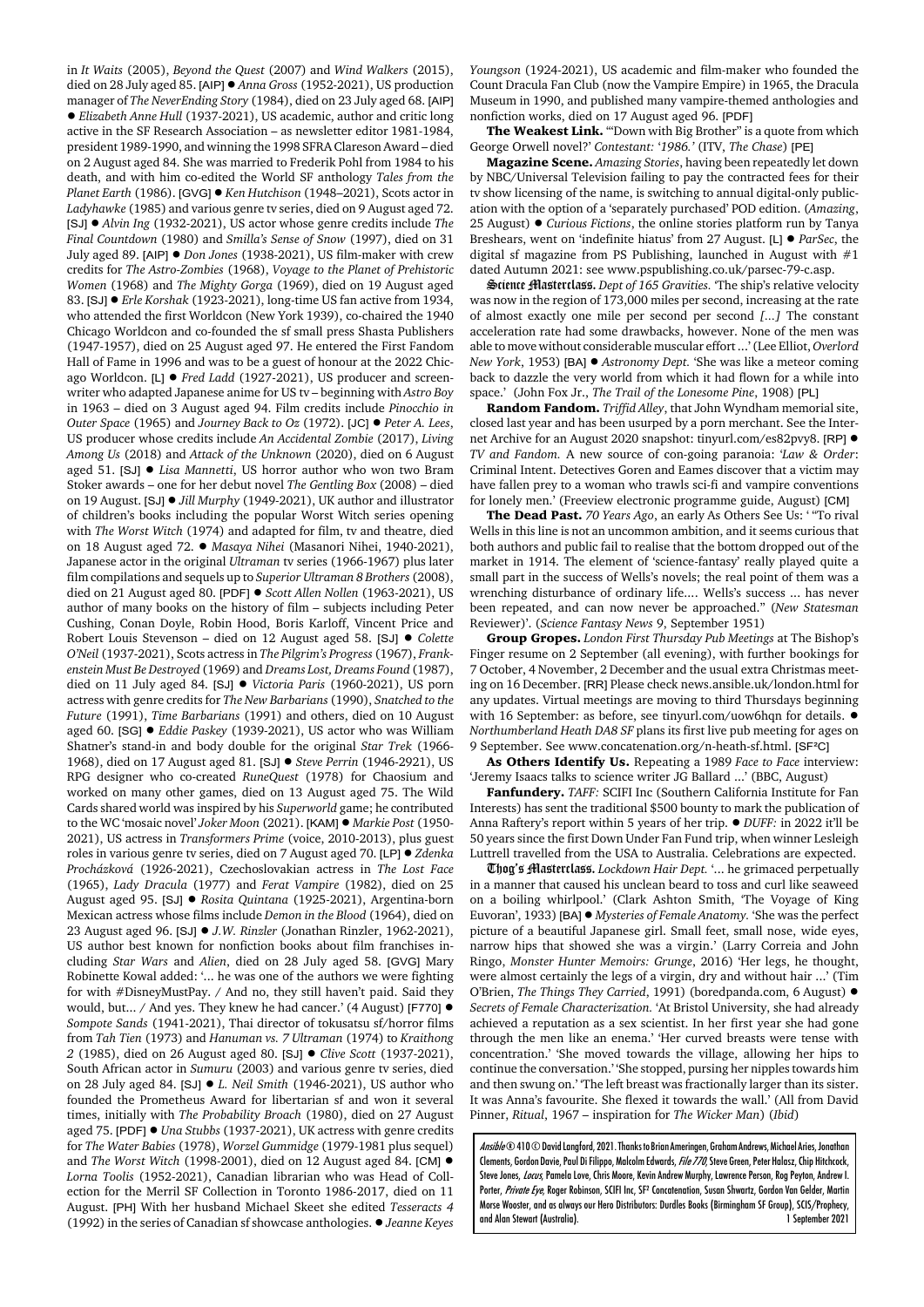in *It Waits* (2005), *Beyond the Quest* (2007) and *Wind Walkers* (2015), died on 28 July aged 85. [AIP] ● *Anna Gross* (1952-2021), US production manager of *The NeverEnding Story* (1984), died on 23 July aged 68. [AIP] ● *Elizabeth Anne Hull* (1937-2021), US academic, author and critic long active in the SF Research Association – as newsletter editor 1981-1984, president 1989-1990, and winning the 1998 SFRA Clareson Award – died on 2 August aged 84. She was married to Frederik Pohl from 1984 to his death, and with him co-edited the World SF anthology *Tales from the Planet Earth* (1986). [GVG] ● *Ken Hutchison* (1948–2021), Scots actor in *Ladyhawke* (1985) and various genre tv series, died on 9 August aged 72. [SJ] ● *Alvin Ing* (1932-2021), US actor whose genre credits include *The Final Countdown* (1980) and *Smilla's Sense of Snow* (1997), died on 31 July aged 89. [AIP] ● *Don Jones* (1938-2021), US film-maker with crew credits for *The Astro-Zombies* (1968), *Voyage to the Planet of Prehistoric Women* (1968) and *The Mighty Gorga* (1969), died on 19 August aged 83. [SJ] ● *Erle Korshak* (1923-2021), long-time US fan active from 1934, who attended the first Worldcon (New York 1939), co-chaired the 1940 Chicago Worldcon and co-founded the sf small press Shasta Publishers (1947-1957), died on 25 August aged 97. He entered the First Fandom Hall of Fame in 1996 and was to be a guest of honour at the 2022 Chicago Worldcon. [L] ● *Fred Ladd* (1927-2021), US producer and screenwriter who adapted Japanese anime for US tv – beginning with *Astro Boy* in 1963 – died on 3 August aged 94. Film credits include *Pinocchio in Outer Space* (1965) and *Journey Back to Oz* (1972). [JC] ● *Peter A. Lees*, US producer whose credits include *An Accidental Zombie* (2017), *Living Among Us* (2018) and *Attack of the Unknown* (2020), died on 6 August aged 51. [SJ] ● *Lisa Mannetti*, US horror author who won two Bram Stoker awards – one for her debut novel *The Gentling Box* (2008) – died on 19 August. [SJ] ● *Jill Murphy* (1949-2021), UK author and illustrator of children's books including the popular Worst Witch series opening with *The Worst Witch* (1974) and adapted for film, tv and theatre, died on 18 August aged 72. ● *Masaya Nihei* (Masanori Nihei, 1940-2021), Japanese actor in the original *Ultraman* tv series (1966-1967) plus later film compilations and sequels up to *Superior Ultraman 8 Brothers* (2008), died on 21 August aged 80. [PDF] ● *Scott Allen Nollen* (1963-2021), US author of many books on the history of film – subjects including Peter Cushing, Conan Doyle, Robin Hood, Boris Karloff, Vincent Price and Robert Louis Stevenson – died on 12 August aged 58. [SJ] ● *Colette O'Neil* (1937-2021), Scots actress in *The Pilgrim's Progress* (1967), *Frankenstein Must Be Destroyed* (1969) and *Dreams Lost, Dreams Found* (1987), died on 11 July aged 84. [SJ] ● *Victoria Paris* (1960-2021), US porn actress with genre credits for *The New Barbarians* (1990), *Snatched to the Future* (1991), *Time Barbarians* (1991) and others, died on 10 August aged 60. [SG] ● *Eddie Paskey* (1939-2021), US actor who was William Shatner's stand-in and body double for the original *Star Trek* (1966-1968), died on 17 August aged 81. [SJ] ● *Steve Perrin* (1946-2921), US RPG designer who co-created *RuneQuest* (1978) for Chaosium and worked on many other games, died on 13 August aged 75. The Wild Cards shared world was inspired by his *Superworld* game; he contributed to the WC 'mosaic novel' *Joker Moon* (2021). [KAM] ● *Markie Post* (1950-2021), US actress in *Transformers Prime* (voice, 2010-2013), plus guest roles in various genre tv series, died on 7 August aged 70. [LP] ● *Zdenka Procházková* (1926-2021), Czechoslovakian actress in *The Lost Face* (1965), *Lady Dracula* (1977) and *Ferat Vampire* (1982), died on 25 August aged 95. [SJ] ● *Rosita Quintana* (1925-2021), Argentina-born Mexican actress whose films include *Demon in the Blood* (1964), died on 23 August aged 96. [SJ] ● *J.W. Rinzler* (Jonathan Rinzler, 1962-2021), US author best known for nonfiction books about film franchises including *Star Wars* and *Alien*, died on 28 July aged 58. [GVG] Mary Robinette Kowal added: '... he was one of the authors we were fighting for with #DisneyMustPay. / And no, they still haven't paid. Said they would, but... / And yes. They knew he had cancer.' (4 August) [F770] ● *Sompote Sands* (1941-2021), Thai director of tokusatsu sf/horror films from *Tah Tien* (1973) and *Hanuman vs. 7 Ultraman* (1974) to *Kraithong 2* (1985), died on 26 August aged 80. [SJ] ● *Clive Scott* (1937-2021), South African actor in *Sumuru* (2003) and various genre tv series, died on 28 July aged 84. [SJ] ● *L. Neil Smith* (1946-2021), US author who founded the Prometheus Award for libertarian sf and won it several times, initially with *The Probability Broach* (1980), died on 27 August aged 75. [PDF] ● *Una Stubbs* (1937-2021), UK actress with genre credits for *The Water Babies* (1978), *Worzel Gummidge* (1979-1981 plus sequel) and *The Worst Witch* (1998-2001), died on 12 August aged 84. [CM] ● *Lorna Toolis* (1952-2021), Canadian librarian who was Head of Collection for the Merril SF Collection in Toronto 1986-2017, died on 11 August. [PH] With her husband Michael Skeet she edited *Tesseracts 4* (1992) in the series of Canadian sf showcase anthologies. ● *Jeanne Keyes Youngson* (1924-2021), US academic and film-maker who founded the Count Dracula Fan Club (now the Vampire Empire) in 1965, the Dracula Museum in 1990, and published many vampire-themed anthologies and nonfiction works, died on 17 August aged 96. [PDF]

**The Weakest Link.** '"Down with Big Brother" is a quote from which George Orwell novel?' *Contestant: '1986.'* (ITV, *The Chase*) [PE]

**Magazine Scene.** *Amazing Stories*, having been repeatedly let down by NBC/Universal Television failing to pay the contracted fees for their tv show licensing of the name, is switching to annual digital-only publication with the option of a 'separately purchased' POD edition. (*Amazing*, 25 August) ● *Curious Fictions*, the online stories platform run by Tanya Breshears, went on 'indefinite hiatus' from 27 August. [L] ● *ParSec*, the digital sf magazine from PS Publishing, launched in August with #1 dated Autumn 2021: see www.pspublishing.co.uk/parsec-79-c.asp.

**Science Masterclass.** *Dept of 165 Gravities.* 'The ship's relative velocity was now in the region of 173,000 miles per second, increasing at the rate of almost exactly one mile per second per second *[...]* The constant acceleration rate had some drawbacks, however. None of the men was able to move without considerable muscular effort ...' (Lee Elliot, *Overlord New York*, 1953) [BA] ● *Astronomy Dept.* 'She was like a meteor coming back to dazzle the very world from which it had flown for a while into space.' (John Fox Jr., *The Trail of the Lonesome Pine*, 1908) [PL]

**Random Fandom.** *Triffid Alley*, that John Wyndham memorial site, closed last year and has been usurped by a porn merchant. See the Internet Archive for an August 2020 snapshot: tinyurl.com/es82pvy8. [RP] ● *TV and Fandom.* A new source of con-going paranoia: *'Law & Order*: Criminal Intent. Detectives Goren and Eames discover that a victim may have fallen prey to a woman who trawls sci-fi and vampire conventions for lonely men.' (Freeview electronic programme guide, August) [CM]

**The Dead Past.** *70 Years Ago*, an early As Others See Us: ' "To rival Wells in this line is not an uncommon ambition, and it seems curious that both authors and public fail to realise that the bottom dropped out of the market in 1914. The element of 'science-fantasy' really played quite a small part in the success of Wells's novels; the real point of them was a wrenching disturbance of ordinary life.... Wells's success ... has never been repeated, and can now never be approached." (*New Statesman* Reviewer)'. (*Science Fantasy News* 9, September 1951)

**Group Gropes.** *London First Thursday Pub Meetings* at The Bishop's Finger resume on 2 September (all evening), with further bookings for 7 October, 4 November, 2 December and the usual extra Christmas meeting on 16 December. [RR] Please check news.ansible.uk/london.html for any updates. Virtual meetings are moving to third Thursdays beginning with 16 September: as before, see tinyurl.com/uow6hqn for details. ● *Northumberland Heath DA8 SF* plans its first live pub meeting for ages on 9 September. See www.concatenation.org/n-heath-sf.html. [SF²C]

**As Others Identify Us.** Repeating a 1989 *Face to Face* interview: 'Jeremy Isaacs talks to science writer JG Ballard ...' (BBC, August)

**Fanfundery.** *TAFF:* SCIFI Inc (Southern California Institute for Fan Interests) has sent the traditional $500 bounty to mark the publication of Anna Raftery's report within 5 years of her trip. ● *DUFF:* in 2022 it'll be 50 years since the first Down Under Fan Fund trip, when winner Lesleigh Luttrell travelled from the USA to Australia. Celebrations are expected.

**Thog's Masterclass.** *Lockdown Hair Dept.* '... he grimaced perpetually in a manner that caused his unclean beard to toss and curl like seaweed on a boiling whirlpool.' (Clark Ashton Smith, 'The Voyage of King Euvoran', 1933) [BA] ● *Mysteries of Female Anatomy.* 'She was the perfect picture of a beautiful Japanese girl. Small feet, small nose, wide eyes, narrow hips that showed she was a virgin.' (Larry Correia and John Ringo, *Monster Hunter Memoirs: Grunge*, 2016) 'Her legs, he thought, were almost certainly the legs of a virgin, dry and without hair ...' (Tim O'Brien, *The Things They Carried*, 1991) (boredpanda.com, 6 August) ● *Secrets of Female Characterization.* 'At Bristol University, she had already achieved a reputation as a sex scientist. In her first year she had gone through the men like an enema.' 'Her curved breasts were tense with concentration.' 'She moved towards the village, allowing her hips to continue the conversation.' 'She stopped, pursing her nipples towards him and then swung on.' 'The left breast was fractionally larger than its sister. It was Anna's favourite. She flexed it towards the wall.' (All from David Pinner, *Ritual*, 1967 – inspiration for *The Wicker Man*) (*Ibid*)

*Ansible*® 410 © David Langford, 2021. Thanks to Brian Ameringen, Graham Andrews, Michael Aries, Jonathan Clements, Gordon Davie, Paul Di Filippo, Malcolm Edwards, *File 770*, Steve Green, Peter Halasz, Chip Hitchcock, Steve Jones, *Locus*, Pamela Love, Chris Moore, Kevin Andrew Murphy, Lawrence Person, Rog Peyton, Andrew I. Porter, *Private Eye*, Roger Robinson, SCIFI Inc, SF² Concatenation, Susan Shwartz, Gordon Van Gelder, Martin Morse Wooster, and as always our Hero Distributors: Durdles Books (Birmingham SF Group), SCIS/Prophecy, and Alan Stewart (Australia). 1 September 2021